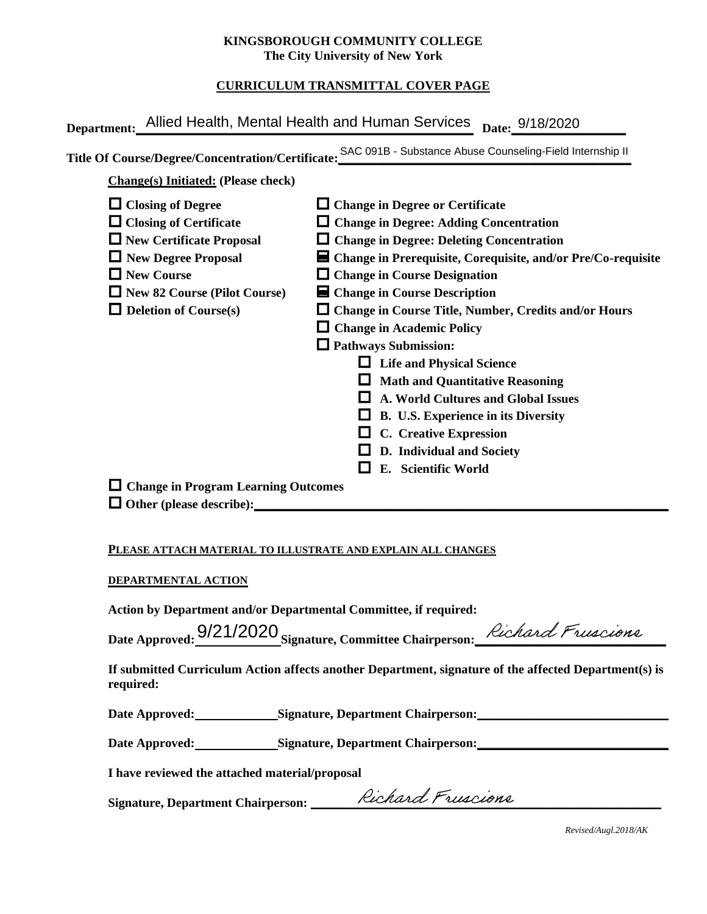**KINGSBOROUGH COMMUNITY COLLEGE**
**The City University of New York**

**CURRICULUM TRANSMITTAL COVER PAGE**

**Department:** Allied Health, Mental Health and Human Services **Date:** 9/18/2020

**Title Of Course/Degree/Concentration/Certificate:** SAC 091B - Substance Abuse Counseling-Field Internship II

**Change(s) Initiated: (Please check)**

- ☐ **Closing of Degree**
- ☐ **Closing of Certificate**
- ☐ **New Certificate Proposal**
- ☐ **New Degree Proposal**
- ☐ **New Course**
- ☐ **New 82 Course (Pilot Course)**
- ☐ **Deletion of Course(s)**
- ☐ **Change in Degree or Certificate**
- ☐ **Change in Degree: Adding Concentration**
- ☐ **Change in Degree: Deleting Concentration**
- ■ **Change in Prerequisite, Corequisite, and/or Pre/Co-requisite**
- ☐ **Change in Course Designation**
- ■ **Change in Course Description**
- ☐ **Change in Course Title, Number, Credits and/or Hours**
- ☐ **Change in Academic Policy**
- ☐ **Pathways Submission:**
  - ☐ **Life and Physical Science**
  - ☐ **Math and Quantitative Reasoning**
  - ☐ **A. World Cultures and Global Issues**
  - ☐ **B. U.S. Experience in its Diversity**
  - ☐ **C. Creative Expression**
  - ☐ **D. Individual and Society**
  - ☐ **E. Scientific World**
- ☐ **Change in Program Learning Outcomes**
- ☐ **Other (please describe):**

**PLEASE ATTACH MATERIAL TO ILLUSTRATE AND EXPLAIN ALL CHANGES**

**DEPARTMENTAL ACTION**

**Action by Department and/or Departmental Committee, if required:**

**Date Approved:** 9/21/2020 **Signature, Committee Chairperson:** Richard Fruscione

**If submitted Curriculum Action affects another Department, signature of the affected Department(s) is required:**

**Date Approved:** ____________ **Signature, Department Chairperson:** ____________________________

**Date Approved:** ____________ **Signature, Department Chairperson:** ____________________________

**I have reviewed the attached material/proposal**

**Signature, Department Chairperson:** Richard Fruscione

*Revised/Augl.2018/AK*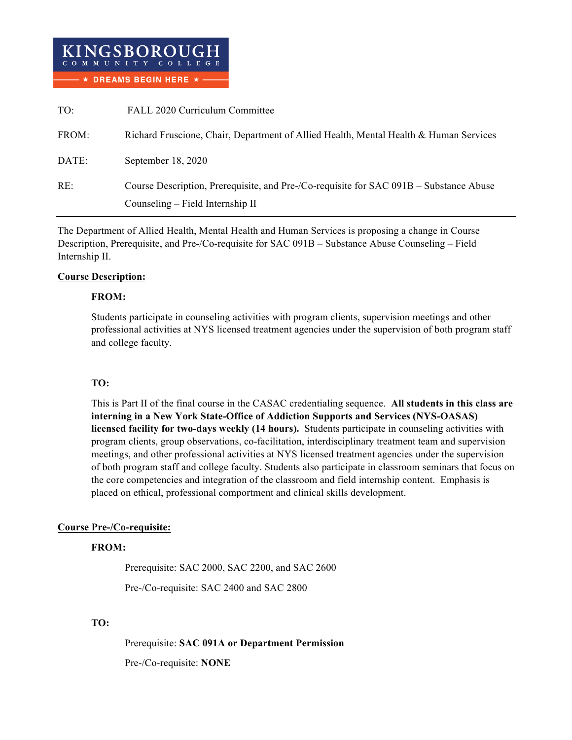KINGSBOROUGH COMMUNITY COLLEGE
★ DREAMS BEGIN HERE ★

TO: FALL 2020 Curriculum Committee

FROM: Richard Fruscione, Chair, Department of Allied Health, Mental Health & Human Services

DATE: September 18, 2020

RE: Course Description, Prerequisite, and Pre-/Co-requisite for SAC 091B – Substance Abuse Counseling – Field Internship II

---

The Department of Allied Health, Mental Health and Human Services is proposing a change in Course Description, Prerequisite, and Pre-/Co-requisite for SAC 091B – Substance Abuse Counseling – Field Internship II.

**Course Description:**

**FROM:**

Students participate in counseling activities with program clients, supervision meetings and other professional activities at NYS licensed treatment agencies under the supervision of both program staff and college faculty.

**TO:**

This is Part II of the final course in the CASAC credentialing sequence. **All students in this class are interning in a New York State-Office of Addiction Supports and Services (NYS-OASAS) licensed facility for two-days weekly (14 hours).** Students participate in counseling activities with program clients, group observations, co-facilitation, interdisciplinary treatment team and supervision meetings, and other professional activities at NYS licensed treatment agencies under the supervision of both program staff and college faculty. Students also participate in classroom seminars that focus on the core competencies and integration of the classroom and field internship content. Emphasis is placed on ethical, professional comportment and clinical skills development.

**Course Pre-/Co-requisite:**

**FROM:**

Prerequisite: SAC 2000, SAC 2200, and SAC 2600

Pre-/Co-requisite: SAC 2400 and SAC 2800

**TO:**

Prerequisite: **SAC 091A or Department Permission**

Pre-/Co-requisite: **NONE**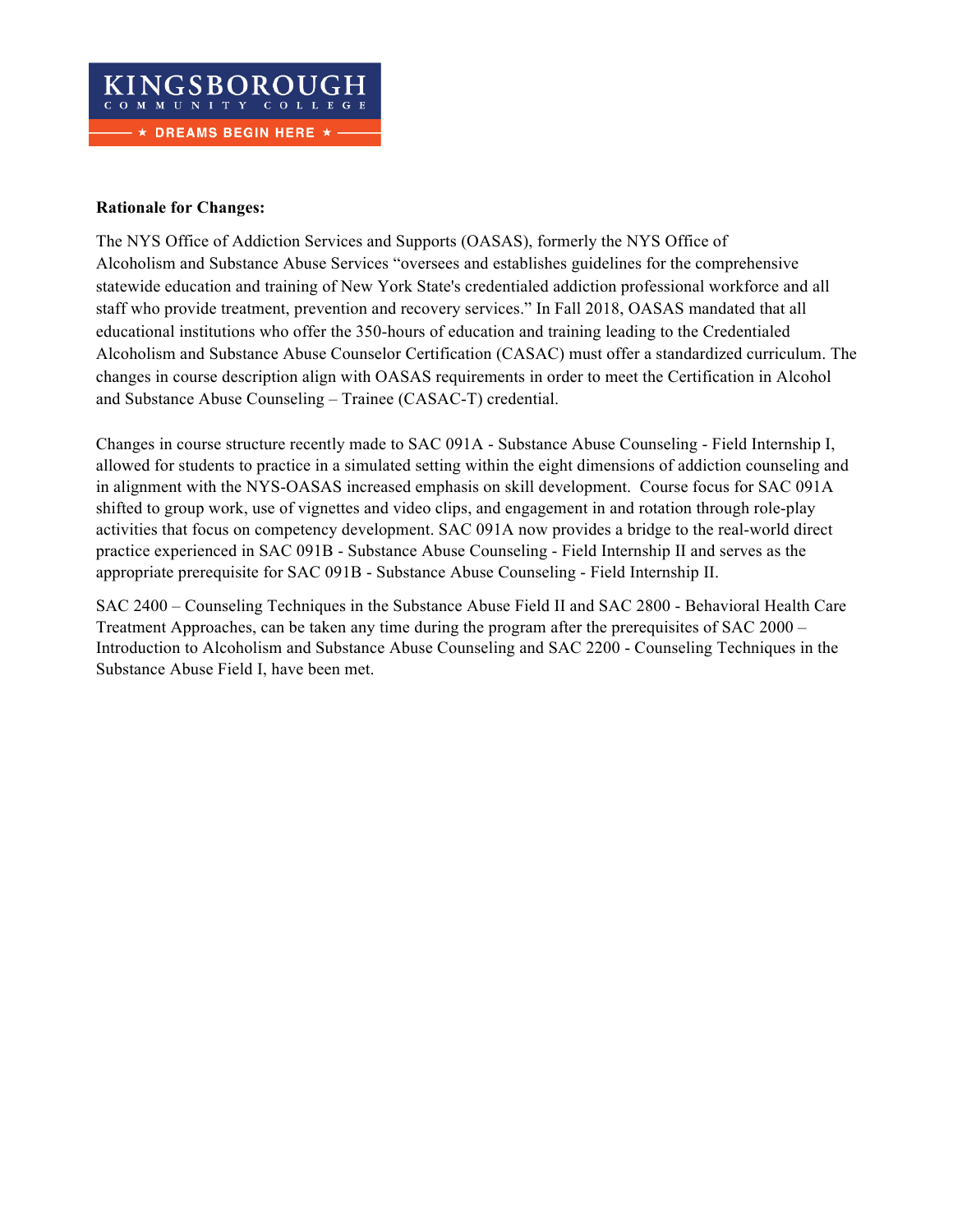**Rationale for Changes:**

The NYS Office of Addiction Services and Supports (OASAS), formerly the NYS Office of Alcoholism and Substance Abuse Services "oversees and establishes guidelines for the comprehensive statewide education and training of New York State's credentialed addiction professional workforce and all staff who provide treatment, prevention and recovery services." In Fall 2018, OASAS mandated that all educational institutions who offer the 350-hours of education and training leading to the Credentialed Alcoholism and Substance Abuse Counselor Certification (CASAC) must offer a standardized curriculum. The changes in course description align with OASAS requirements in order to meet the Certification in Alcohol and Substance Abuse Counseling – Trainee (CASAC-T) credential.

Changes in course structure recently made to SAC 091A - Substance Abuse Counseling - Field Internship I, allowed for students to practice in a simulated setting within the eight dimensions of addiction counseling and in alignment with the NYS-OASAS increased emphasis on skill development. Course focus for SAC 091A shifted to group work, use of vignettes and video clips, and engagement in and rotation through role-play activities that focus on competency development. SAC 091A now provides a bridge to the real-world direct practice experienced in SAC 091B - Substance Abuse Counseling - Field Internship II and serves as the appropriate prerequisite for SAC 091B - Substance Abuse Counseling - Field Internship II.

SAC 2400 – Counseling Techniques in the Substance Abuse Field II and SAC 2800 - Behavioral Health Care Treatment Approaches, can be taken any time during the program after the prerequisites of SAC 2000 – Introduction to Alcoholism and Substance Abuse Counseling and SAC 2200 - Counseling Techniques in the Substance Abuse Field I, have been met.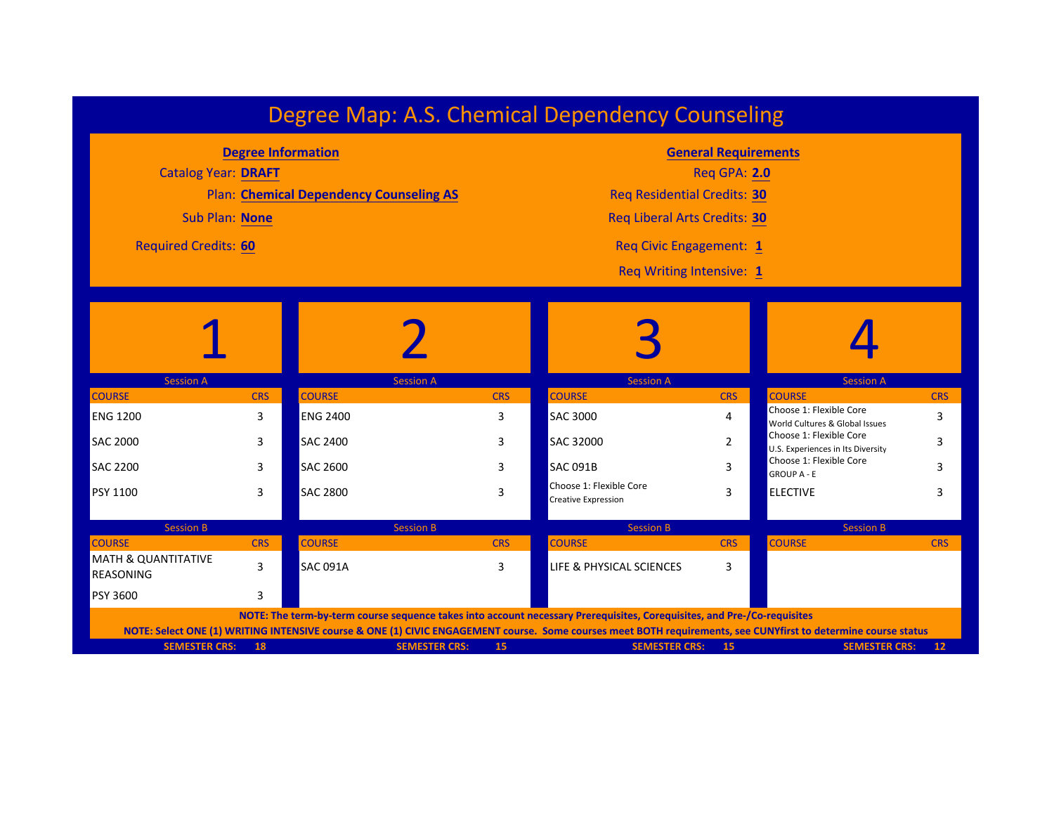# Degree Map: A.S. Chemical Dependency Counseling

**Degree Information**

Catalog Year: **DRAFT**

Plan: **Chemical Dependency Counseling AS**

Sub Plan: **None**

Required Credits: **60**

**General Requirements**

Req GPA: **2.0**

Req Residential Credits: **30**

Req Liberal Arts Credits: **30**

Req Civic Engagement: **1**

Req Writing Intensive: **1**

## 1

**Session A**

| COURSE | CRS |
|---|---|
| ENG 1200 | 3 |
| SAC 2000 | 3 |
| SAC 2200 | 3 |
| PSY 1100 | 3 |

**Session B**

| COURSE | CRS |
|---|---|
| MATH & QUANTITATIVE REASONING | 3 |
| PSY 3600 | 3 |

SEMESTER CRS: 18

## 2

**Session A**

| COURSE | CRS |
|---|---|
| ENG 2400 | 3 |
| SAC 2400 | 3 |
| SAC 2600 | 3 |
| SAC 2800 | 3 |

**Session B**

| COURSE | CRS |
|---|---|
| SAC 091A | 3 |

SEMESTER CRS: 15

## 3

**Session A**

| COURSE | CRS |
|---|---|
| SAC 3000 | 4 |
| SAC 32000 | 2 |
| SAC 091B | 3 |
| Choose 1: Flexible Core Creative Expression | 3 |

**Session B**

| COURSE | CRS |
|---|---|
| LIFE & PHYSICAL SCIENCES | 3 |

SEMESTER CRS: 15

## 4

**Session A**

| COURSE | CRS |
|---|---|
| Choose 1: Flexible Core World Cultures & Global Issues | 3 |
| Choose 1: Flexible Core U.S. Experiences in Its Diversity | 3 |
| Choose 1: Flexible Core GROUP A - E | 3 |
| ELECTIVE | 3 |

**Session B**

| COURSE | CRS |
|---|---|
| | |

SEMESTER CRS: 12

**NOTE: The term-by-term course sequence takes into account necessary Prerequisites, Corequisites, and Pre-/Co-requisites**

**NOTE: Select ONE (1) WRITING INTENSIVE course & ONE (1) CIVIC ENGAGEMENT course. Some courses meet BOTH requirements, see CUNYfirst to determine course status**